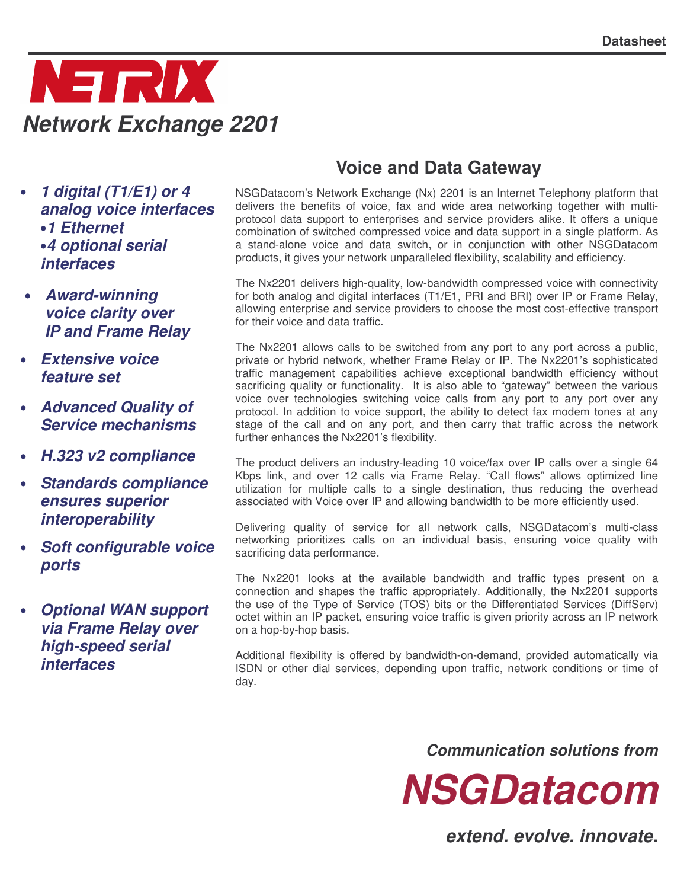Datasheet

# NETRIX

## *Network Exchange 2201*

- ***1 digital (T1/E1) or 4 analog voice interfaces***
  - ***1 Ethernet***
  - ***4 optional serial interfaces***
- ***Award-winning voice clarity over IP and Frame Relay***
- ***Extensive voice feature set***
- ***Advanced Quality of Service mechanisms***
- ***H.323 v2 compliance***
- ***Standards compliance ensures superior interoperability***
- ***Soft configurable voice ports***
- ***Optional WAN support via Frame Relay over high-speed serial interfaces***

## Voice and Data Gateway

NSGDatacom's Network Exchange (Nx) 2201 is an Internet Telephony platform that delivers the benefits of voice, fax and wide area networking together with multi-protocol data support to enterprises and service providers alike. It offers a unique combination of switched compressed voice and data support in a single platform. As a stand-alone voice and data switch, or in conjunction with other NSGDatacom products, it gives your network unparalleled flexibility, scalability and efficiency.

The Nx2201 delivers high-quality, low-bandwidth compressed voice with connectivity for both analog and digital interfaces (T1/E1, PRI and BRI) over IP or Frame Relay, allowing enterprise and service providers to choose the most cost-effective transport for their voice and data traffic.

The Nx2201 allows calls to be switched from any port to any port across a public, private or hybrid network, whether Frame Relay or IP. The Nx2201's sophisticated traffic management capabilities achieve exceptional bandwidth efficiency without sacrificing quality or functionality. It is also able to "gateway" between the various voice over technologies switching voice calls from any port to any port over any protocol. In addition to voice support, the ability to detect fax modem tones at any stage of the call and on any port, and then carry that traffic across the network further enhances the Nx2201's flexibility.

The product delivers an industry-leading 10 voice/fax over IP calls over a single 64 Kbps link, and over 12 calls via Frame Relay. "Call flows" allows optimized line utilization for multiple calls to a single destination, thus reducing the overhead associated with Voice over IP and allowing bandwidth to be more efficiently used.

Delivering quality of service for all network calls, NSGDatacom's multi-class networking prioritizes calls on an individual basis, ensuring voice quality with sacrificing data performance.

The Nx2201 looks at the available bandwidth and traffic types present on a connection and shapes the traffic appropriately. Additionally, the Nx2201 supports the use of the Type of Service (TOS) bits or the Differentiated Services (DiffServ) octet within an IP packet, ensuring voice traffic is given priority across an IP network on a hop-by-hop basis.

Additional flexibility is offered by bandwidth-on-demand, provided automatically via ISDN or other dial services, depending upon traffic, network conditions or time of day.

***Communication solutions from***

# ***NSGDatacom***

***extend. evolve. innovate.***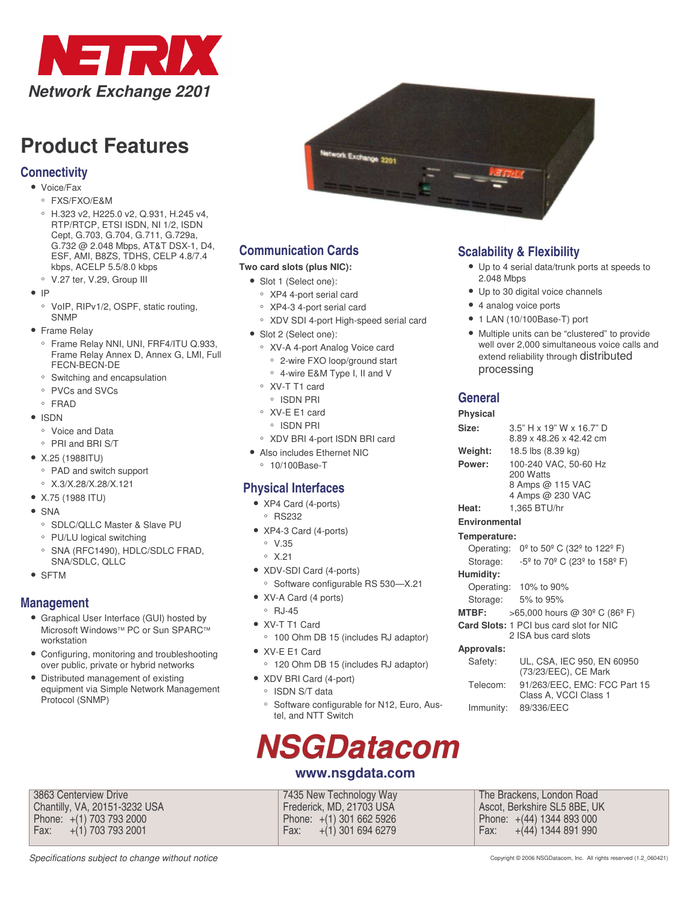# NETRIX

*Network Exchange 2201*

# Product Features

## Connectivity

- Voice/Fax
  - FXS/FXO/E&M
  - H.323 v2, H225.0 v2, Q.931, H.245 v4, RTP/RTCP, ETSI ISDN, NI 1/2, ISDN Cept, G.703, G.704, G.711, G.729a, G.732 @ 2.048 Mbps, AT&T DSX-1, D4, ESF, AMI, B8ZS, TDHS, CELP 4.8/7.4 kbps, ACELP 5.5/8.0 kbps
  - V.27 ter, V.29, Group III
- IP
  - VoIP, RIPv1/2, OSPF, static routing, SNMP
- Frame Relay
  - Frame Relay NNI, UNI, FRF4/ITU Q.933, Frame Relay Annex D, Annex G, LMI, Full FECN-BECN-DE
  - Switching and encapsulation
  - PVCs and SVCs
  - FRAD
- ISDN
  - Voice and Data
  - PRI and BRI S/T
- X.25 (1988ITU)
  - PAD and switch support
  - X.3/X.28/X.28/X.121
- X.75 (1988 ITU)
- SNA
  - SDLC/QLLC Master & Slave PU
  - PU/LU logical switching
  - SNA (RFC1490), HDLC/SDLC FRAD, SNA/SDLC, QLLC
- SFTM

## Management

- Graphical User Interface (GUI) hosted by Microsoft Windows™ PC or Sun SPARC™ workstation
- Configuring, monitoring and troubleshooting over public, private or hybrid networks
- Distributed management of existing equipment via Simple Network Management Protocol (SNMP)

## Communication Cards

**Two card slots (plus NIC):**

- Slot 1 (Select one):
  - XP4 4-port serial card
  - XP4-3 4-port serial card
  - XDV SDI 4-port High-speed serial card
- Slot 2 (Select one):
  - XV-A 4-port Analog Voice card
    - 2-wire FXO loop/ground start
    - 4-wire E&M Type I, II and V
  - XV-T T1 card
    - ISDN PRI
  - XV-E E1 card
    - ISDN PRI
  - XDV BRI 4-port ISDN BRI card
- Also includes Ethernet NIC
  - 10/100Base-T

## Physical Interfaces

- XP4 Card (4-ports)
  - RS232
- XP4-3 Card (4-ports)
  - V.35
  - X.21
- XDV-SDI Card (4-ports)
  - Software configurable RS 530—X.21
- XV-A Card (4 ports)
  - RJ-45
- XV-T T1 Card
  - 100 Ohm DB 15 (includes RJ adaptor)
- XV-E E1 Card
  - 120 Ohm DB 15 (includes RJ adaptor)
- XDV BRI Card (4-port)
  - ISDN S/T data
  - Software configurable for N12, Euro, Aus-tel, and NTT Switch

## Scalability & Flexibility

- Up to 4 serial data/trunk ports at speeds to 2.048 Mbps
- Up to 30 digital voice channels
- 4 analog voice ports
- 1 LAN (10/100Base-T) port
- Multiple units can be "clustered" to provide well over 2,000 simultaneous voice calls and extend reliability through distributed processing

## General

**Physical**

**Size:** 3.5" H x 19" W x 16.7" D
8.89 x 48.26 x 42.42 cm

**Weight:** 18.5 lbs (8.39 kg)

**Power:** 100-240 VAC, 50-60 Hz
200 Watts
8 Amps @ 115 VAC
4 Amps @ 230 VAC

**Heat:** 1,365 BTU/hr

**Environmental**

**Temperature:**

Operating: 0º to 50º C (32º to 122º F)
Storage: -5º to 70º C (23º to 158º F)

**Humidity:**

Operating: 10% to 90%
Storage: 5% to 95%

**MTBF:** >65,000 hours @ 30º C (86º F)

**Card Slots:** 1 PCI bus card slot for NIC
2 ISA bus card slots

**Approvals:**

Safety: UL, CSA, IEC 950, EN 60950 (73/23/EEC), CE Mark
Telecom: 91/263/EEC, EMC: FCC Part 15 Class A, VCCI Class 1
Immunity: 89/336/EEC

**NSGDatacom**

**www.nsgdata.com**

| | | |
|---|---|---|
| 3863 Centerview Drive<br>Chantilly, VA, 20151-3232 USA<br>Phone: +(1) 703 793 2000<br>Fax: +(1) 703 793 2001 | 7435 New Technology Way<br>Frederick, MD, 21703 USA<br>Phone: +(1) 301 662 5926<br>Fax: +(1) 301 694 6279 | The Brackens, London Road<br>Ascot, Berkshire SL5 8BE, UK<br>Phone: +(44) 1344 893 000<br>Fax: +(44) 1344 891 990 |

*Specifications subject to change without notice*

Copyright © 2006 NSGDatacom, Inc. All rights reserved (1.2_060421)